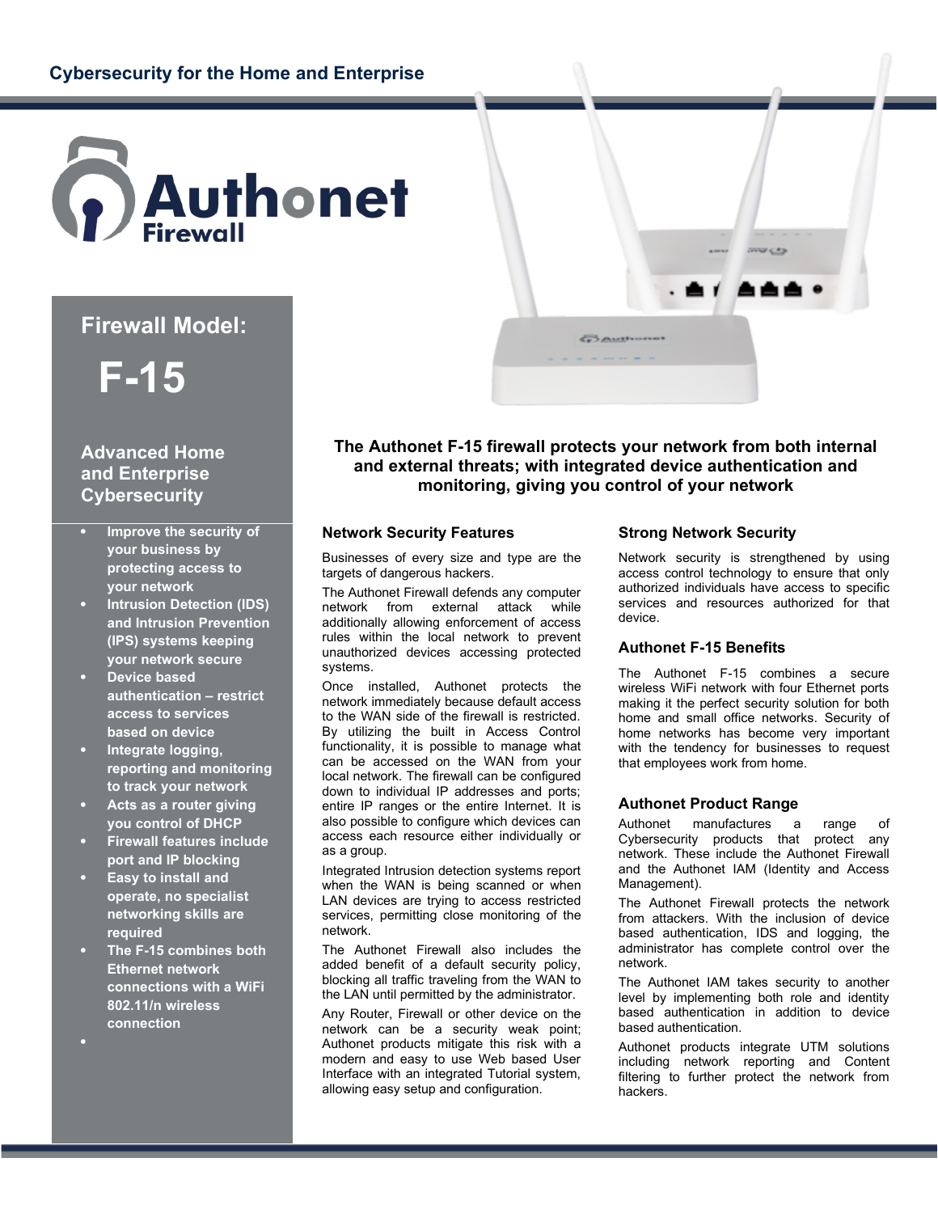Cybersecurity for the Home and Enterprise

# Authonet Firewall

## Firewall Model:

# F-15

### Advanced Home and Enterprise Cybersecurity

- **Improve the security of your business by protecting access to your network**
- **Intrusion Detection (IDS) and Intrusion Prevention (IPS) systems keeping your network secure**
- **Device based authentication – restrict access to services based on device**
- **Integrate logging, reporting and monitoring to track your network**
- **Acts as a router giving you control of DHCP**
- **Firewall features include port and IP blocking**
- **Easy to install and operate, no specialist networking skills are required**
- **The F-15 combines both Ethernet network connections with a WiFi 802.11/n wireless connection**

**The Authonet F-15 firewall protects your network from both internal and external threats; with integrated device authentication and monitoring, giving you control of your network**

### Network Security Features

Businesses of every size and type are the targets of dangerous hackers.

The Authonet Firewall defends any computer network from external attack while additionally allowing enforcement of access rules within the local network to prevent unauthorized devices accessing protected systems.

Once installed, Authonet protects the network immediately because default access to the WAN side of the firewall is restricted. By utilizing the built in Access Control functionality, it is possible to manage what can be accessed on the WAN from your local network. The firewall can be configured down to individual IP addresses and ports; entire IP ranges or the entire Internet. It is also possible to configure which devices can access each resource either individually or as a group.

Integrated Intrusion detection systems report when the WAN is being scanned or when LAN devices are trying to access restricted services, permitting close monitoring of the network.

The Authonet Firewall also includes the added benefit of a default security policy, blocking all traffic traveling from the WAN to the LAN until permitted by the administrator.

Any Router, Firewall or other device on the network can be a security weak point; Authonet products mitigate this risk with a modern and easy to use Web based User Interface with an integrated Tutorial system, allowing easy setup and configuration.

### Strong Network Security

Network security is strengthened by using access control technology to ensure that only authorized individuals have access to specific services and resources authorized for that device.

### Authonet F-15 Benefits

The Authonet F-15 combines a secure wireless WiFi network with four Ethernet ports making it the perfect security solution for both home and small office networks. Security of home networks has become very important with the tendency for businesses to request that employees work from home.

### Authonet Product Range

Authonet manufactures a range of Cybersecurity products that protect any network. These include the Authonet Firewall and the Authonet IAM (Identity and Access Management).

The Authonet Firewall protects the network from attackers. With the inclusion of device based authentication, IDS and logging, the administrator has complete control over the network.

The Authonet IAM takes security to another level by implementing both role and identity based authentication in addition to device based authentication.

Authonet products integrate UTM solutions including network reporting and Content filtering to further protect the network from hackers.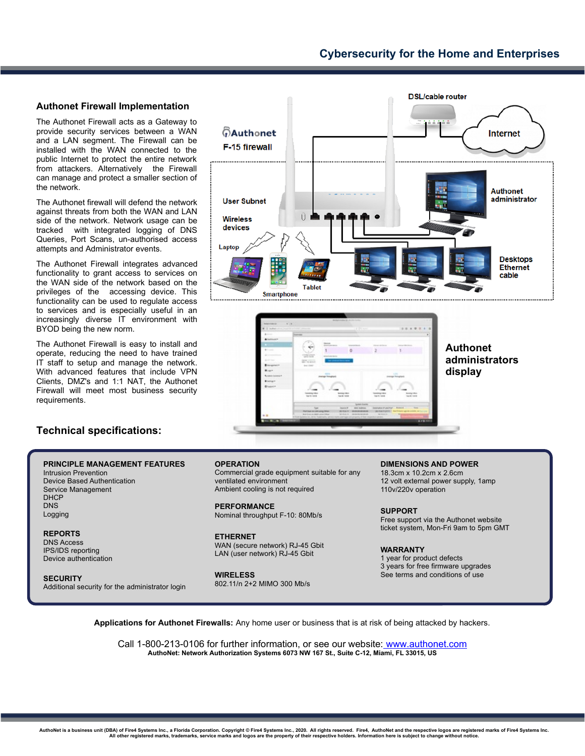## Cybersecurity for the Home and Enterprises

### Authonet Firewall Implementation

The Authonet Firewall acts as a Gateway to provide security services between a WAN and a LAN segment. The Firewall can be installed with the WAN connected to the public Internet to protect the entire network from attackers. Alternatively the Firewall can manage and protect a smaller section of the network.

The Authonet firewall will defend the network against threats from both the WAN and LAN side of the network. Network usage can be tracked with integrated logging of DNS Queries, Port Scans, un-authorised access attempts and Administrator events.

The Authonet Firewall integrates advanced functionality to grant access to services on the WAN side of the network based on the privileges of the accessing device. This functionality can be used to regulate access to services and is especially useful in an increasingly diverse IT environment with BYOD being the new norm.

The Authonet Firewall is easy to install and operate, reducing the need to have trained IT staff to setup and manage the network. With advanced features that include VPN Clients, DMZ's and 1:1 NAT, the Authonet Firewall will meet most business security requirements.

DSL/cable router

Internet

Authonet

F-15 firewall

User Subnet

Wireless devices

Laptop

Smartphone

Tablet

Authonet administrator

Desktops Ethernet cable

Authonet administrators display

### Technical specifications:

**PRINCIPLE MANAGEMENT FEATURES**
Intrusion Prevention
Device Based Authentication
Service Management
DHCP
DNS
Logging

**REPORTS**
DNS Access
IPS/IDS reporting
Device authentication

**SECURITY**
Additional security for the administrator login

**OPERATION**
Commercial grade equipment suitable for any ventilated environment
Ambient cooling is not required

**PERFORMANCE**
Nominal throughput F-10: 80Mb/s

**ETHERNET**
WAN (secure network) RJ-45 Gbit
LAN (user network) RJ-45 Gbit

**WIRELESS**
802.11/n 2+2 MIMO 300 Mb/s

**DIMENSIONS AND POWER**
18.3cm x 10.2cm x 2.6cm
12 volt external power supply, 1amp
110v/220v operation

**SUPPORT**
Free support via the Authonet website ticket system, Mon-Fri 9am to 5pm GMT

**WARRANTY**
1 year for product defects
3 years for free firmware upgrades
See terms and conditions of use

**Applications for Authonet Firewalls:** Any home user or business that is at risk of being attacked by hackers.

Call 1-800-213-0106 for further information, or see our website: www.authonet.com

**AuthoNet: Network Authorization Systems 6073 NW 167 St., Suite C-12, Miami, FL 33015, US**

AuthoNet is a business unit (DBA) of Fire4 Systems Inc., a Florida Corporation. Copyright © Fire4 Systems Inc., 2020. All rights reserved. Fire4, AuthoNet and the respective logos are registered marks of Fire4 Systems Inc. All other registered marks, trademarks, service marks and logos are the property of their respective holders. Information here is subject to change without notice.